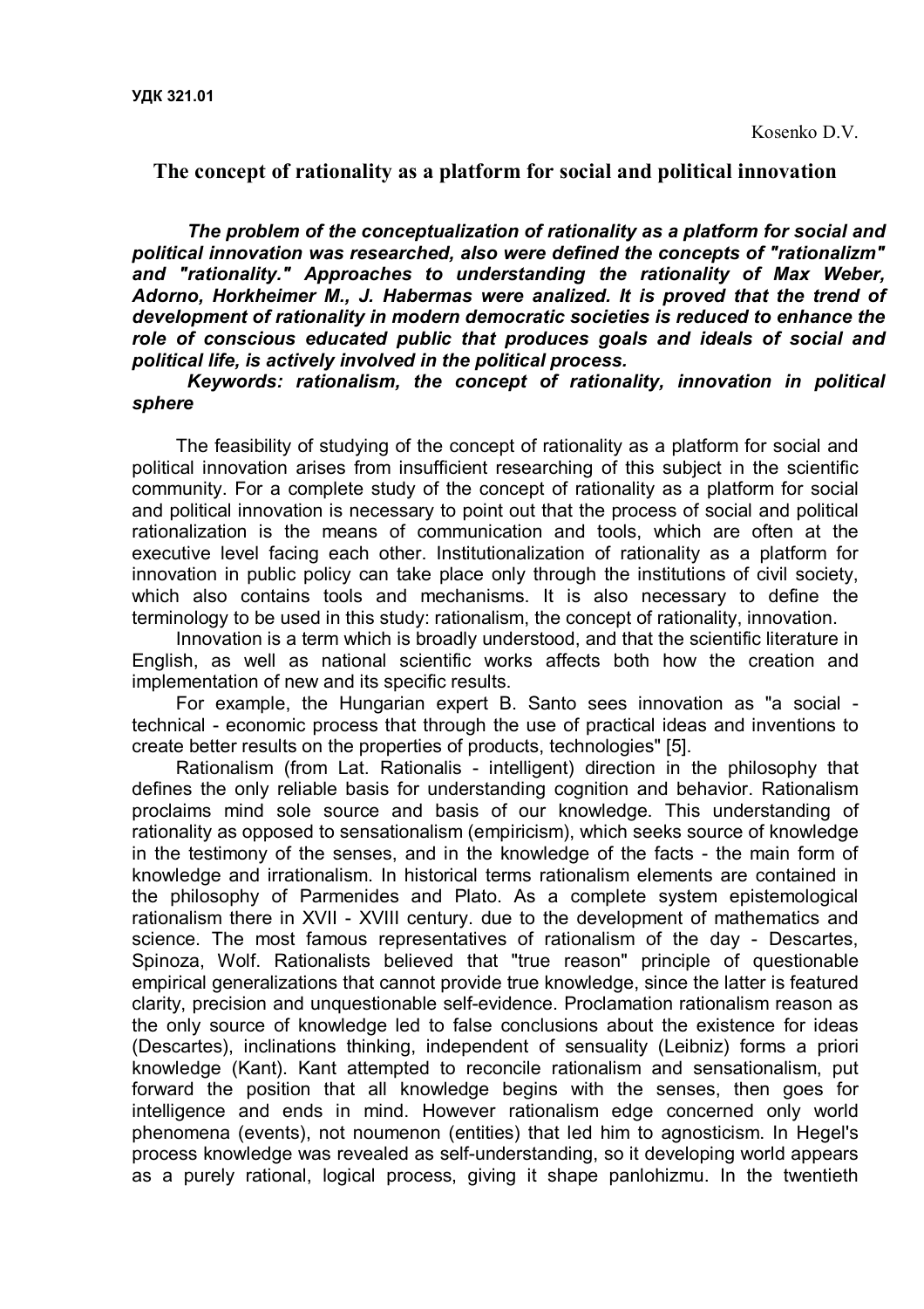**УДК 321.01**

Kosenko D.V.

# The concept of rationality as a platform for social and political innovation

***The problem of the conceptualization of rationality as a platform for social and political innovation was researched, also were defined the concepts of "rationalizm" and "rationality." Approaches to understanding the rationality of Max Weber, Adorno, Horkheimer M., J. Habermas were analized. It is proved that the trend of development of rationality in modern democratic societies is reduced to enhance the role of conscious educated public that produces goals and ideals of social and political life, is actively involved in the political process.***

***Keywords: rationalism, the concept of rationality, innovation in political sphere***

The feasibility of studying of the concept of rationality as a platform for social and political innovation arises from insufficient researching of this subject in the scientific community. For a complete study of the concept of rationality as a platform for social and political innovation is necessary to point out that the process of social and political rationalization is the means of communication and tools, which are often at the executive level facing each other. Institutionalization of rationality as a platform for innovation in public policy can take place only through the institutions of civil society, which also contains tools and mechanisms. It is also necessary to define the terminology to be used in this study: rationalism, the concept of rationality, innovation.

Innovation is a term which is broadly understood, and that the scientific literature in English, as well as national scientific works affects both how the creation and implementation of new and its specific results.

For example, the Hungarian expert B. Santo sees innovation as "a social - technical - economic process that through the use of practical ideas and inventions to create better results on the properties of products, technologies" [5].

Rationalism (from Lat. Rationalis - intelligent) direction in the philosophy that defines the only reliable basis for understanding cognition and behavior. Rationalism proclaims mind sole source and basis of our knowledge. This understanding of rationality as opposed to sensationalism (empiricism), which seeks source of knowledge in the testimony of the senses, and in the knowledge of the facts - the main form of knowledge and irrationalism. In historical terms rationalism elements are contained in the philosophy of Parmenides and Plato. As a complete system epistemological rationalism there in XVII - XVIII century. due to the development of mathematics and science. The most famous representatives of rationalism of the day - Descartes, Spinoza, Wolf. Rationalists believed that "true reason" principle of questionable empirical generalizations that cannot provide true knowledge, since the latter is featured clarity, precision and unquestionable self-evidence. Proclamation rationalism reason as the only source of knowledge led to false conclusions about the existence for ideas (Descartes), inclinations thinking, independent of sensuality (Leibniz) forms a priori knowledge (Kant). Kant attempted to reconcile rationalism and sensationalism, put forward the position that all knowledge begins with the senses, then goes for intelligence and ends in mind. However rationalism edge concerned only world phenomena (events), not noumenon (entities) that led him to agnosticism. In Hegel's process knowledge was revealed as self-understanding, so it developing world appears as a purely rational, logical process, giving it shape panlohizmu. In the twentieth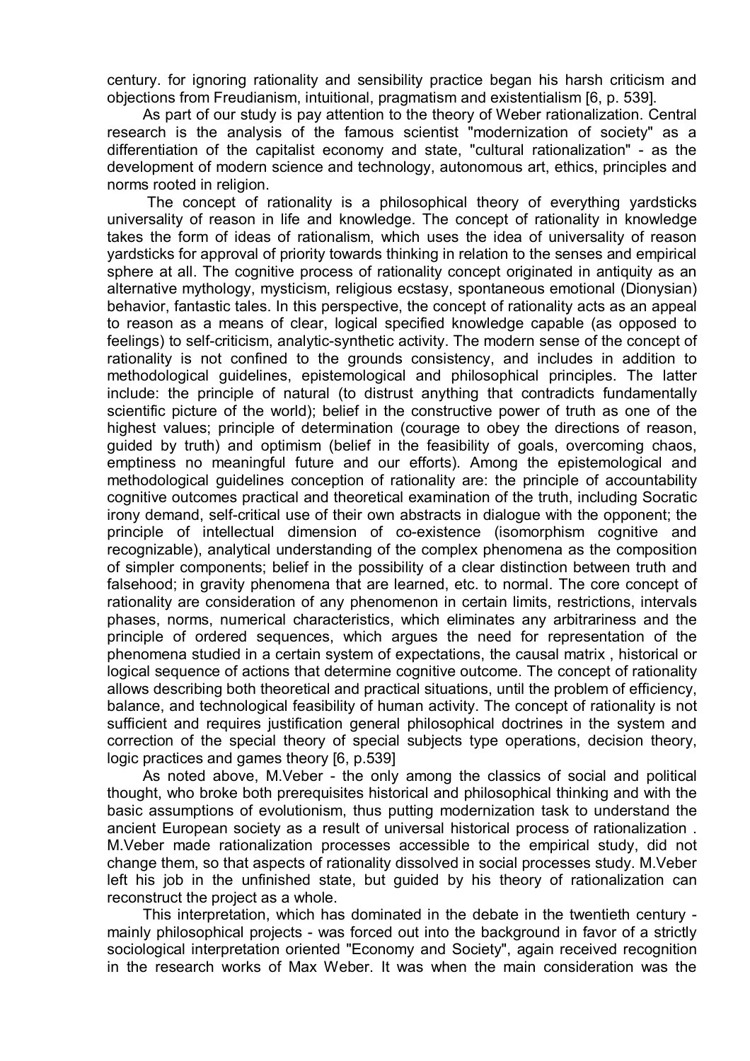century. for ignoring rationality and sensibility practice began his harsh criticism and objections from Freudianism, intuitional, pragmatism and existentialism [6, p. 539].

As part of our study is pay attention to the theory of Weber rationalization. Central research is the analysis of the famous scientist "modernization of society" as a differentiation of the capitalist economy and state, "cultural rationalization" - as the development of modern science and technology, autonomous art, ethics, principles and norms rooted in religion.

The concept of rationality is a philosophical theory of everything yardsticks universality of reason in life and knowledge. The concept of rationality in knowledge takes the form of ideas of rationalism, which uses the idea of universality of reason yardsticks for approval of priority towards thinking in relation to the senses and empirical sphere at all. The cognitive process of rationality concept originated in antiquity as an alternative mythology, mysticism, religious ecstasy, spontaneous emotional (Dionysian) behavior, fantastic tales. In this perspective, the concept of rationality acts as an appeal to reason as a means of clear, logical specified knowledge capable (as opposed to feelings) to self-criticism, analytic-synthetic activity. The modern sense of the concept of rationality is not confined to the grounds consistency, and includes in addition to methodological guidelines, epistemological and philosophical principles. The latter include: the principle of natural (to distrust anything that contradicts fundamentally scientific picture of the world); belief in the constructive power of truth as one of the highest values; principle of determination (courage to obey the directions of reason, guided by truth) and optimism (belief in the feasibility of goals, overcoming chaos, emptiness no meaningful future and our efforts). Among the epistemological and methodological guidelines conception of rationality are: the principle of accountability cognitive outcomes practical and theoretical examination of the truth, including Socratic irony demand, self-critical use of their own abstracts in dialogue with the opponent; the principle of intellectual dimension of co-existence (isomorphism cognitive and recognizable), analytical understanding of the complex phenomena as the composition of simpler components; belief in the possibility of a clear distinction between truth and falsehood; in gravity phenomena that are learned, etc. to normal. The core concept of rationality are consideration of any phenomenon in certain limits, restrictions, intervals phases, norms, numerical characteristics, which eliminates any arbitrariness and the principle of ordered sequences, which argues the need for representation of the phenomena studied in a certain system of expectations, the causal matrix , historical or logical sequence of actions that determine cognitive outcome. The concept of rationality allows describing both theoretical and practical situations, until the problem of efficiency, balance, and technological feasibility of human activity. The concept of rationality is not sufficient and requires justification general philosophical doctrines in the system and correction of the special theory of special subjects type operations, decision theory, logic practices and games theory [6, p.539]

As noted above, M.Veber - the only among the classics of social and political thought, who broke both prerequisites historical and philosophical thinking and with the basic assumptions of evolutionism, thus putting modernization task to understand the ancient European society as a result of universal historical process of rationalization . M.Veber made rationalization processes accessible to the empirical study, did not change them, so that aspects of rationality dissolved in social processes study. M.Veber left his job in the unfinished state, but guided by his theory of rationalization can reconstruct the project as a whole.

This interpretation, which has dominated in the debate in the twentieth century - mainly philosophical projects - was forced out into the background in favor of a strictly sociological interpretation oriented "Economy and Society", again received recognition in the research works of Max Weber. It was when the main consideration was the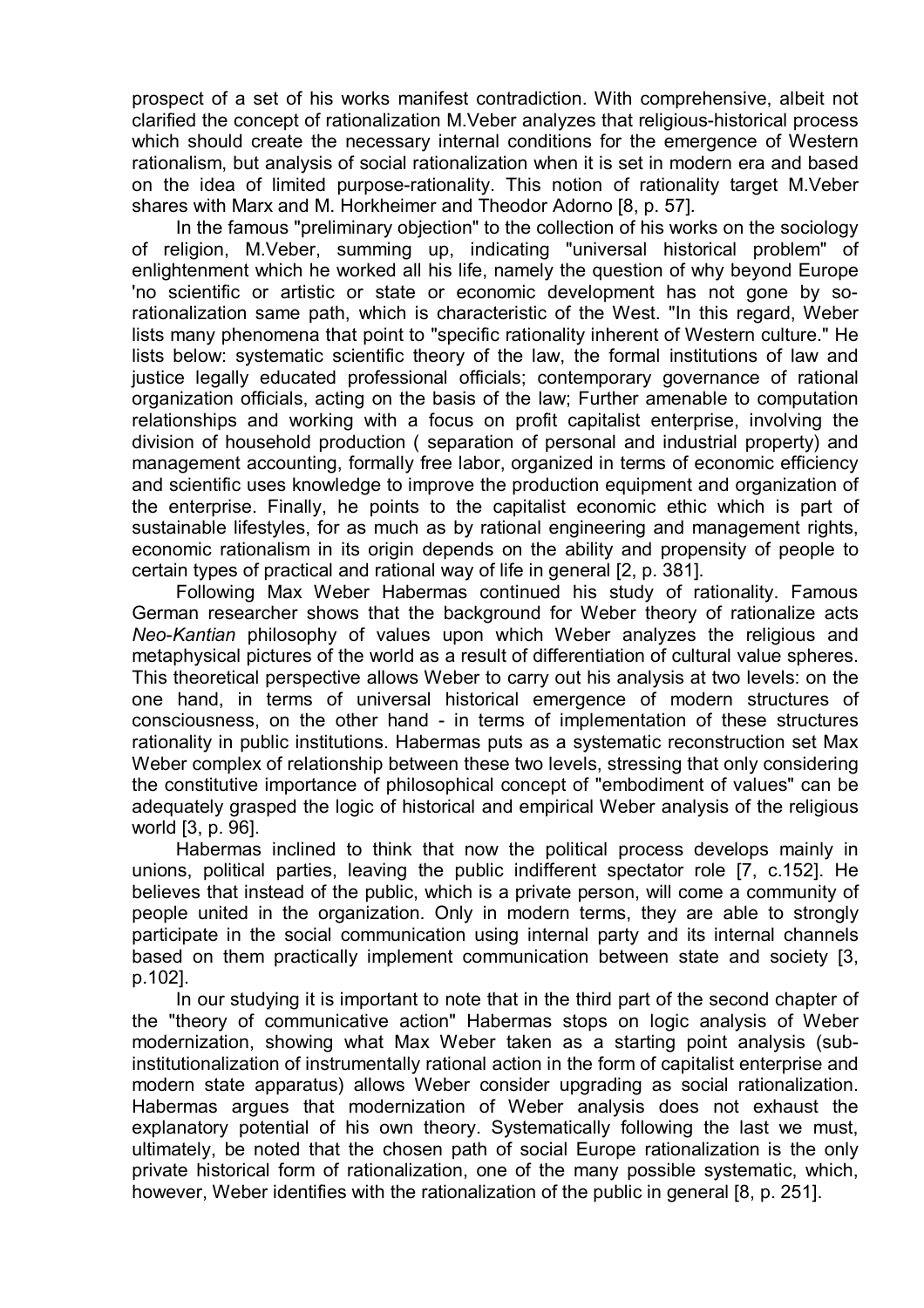prospect of a set of his works manifest contradiction. With comprehensive, albeit not clarified the concept of rationalization M.Veber analyzes that religious-historical process which should create the necessary internal conditions for the emergence of Western rationalism, but analysis of social rationalization when it is set in modern era and based on the idea of limited purpose-rationality. This notion of rationality target M.Veber shares with Marx and M. Horkheimer and Theodor Adorno [8, p. 57].

In the famous "preliminary objection" to the collection of his works on the sociology of religion, M.Veber, summing up, indicating "universal historical problem" of enlightenment which he worked all his life, namely the question of why beyond Europe 'no scientific or artistic or state or economic development has not gone by so-rationalization same path, which is characteristic of the West. "In this regard, Weber lists many phenomena that point to "specific rationality inherent of Western culture." He lists below: systematic scientific theory of the law, the formal institutions of law and justice legally educated professional officials; contemporary governance of rational organization officials, acting on the basis of the law; Further amenable to computation relationships and working with a focus on profit capitalist enterprise, involving the division of household production ( separation of personal and industrial property) and management accounting, formally free labor, organized in terms of economic efficiency and scientific uses knowledge to improve the production equipment and organization of the enterprise. Finally, he points to the capitalist economic ethic which is part of sustainable lifestyles, for as much as by rational engineering and management rights, economic rationalism in its origin depends on the ability and propensity of people to certain types of practical and rational way of life in general [2, p. 381].

Following Max Weber Habermas continued his study of rationality. Famous German researcher shows that the background for Weber theory of rationalize acts *Neo-Kantian* philosophy of values upon which Weber analyzes the religious and metaphysical pictures of the world as a result of differentiation of cultural value spheres. This theoretical perspective allows Weber to carry out his analysis at two levels: on the one hand, in terms of universal historical emergence of modern structures of consciousness, on the other hand - in terms of implementation of these structures rationality in public institutions. Habermas puts as a systematic reconstruction set Max Weber complex of relationship between these two levels, stressing that only considering the constitutive importance of philosophical concept of "embodiment of values" can be adequately grasped the logic of historical and empirical Weber analysis of the religious world [3, p. 96].

Habermas inclined to think that now the political process develops mainly in unions, political parties, leaving the public indifferent spectator role [7, c.152]. He believes that instead of the public, which is a private person, will come a community of people united in the organization. Only in modern terms, they are able to strongly participate in the social communication using internal party and its internal channels based on them practically implement communication between state and society [3, p.102].

In our studying it is important to note that in the third part of the second chapter of the "theory of communicative action" Habermas stops on logic analysis of Weber modernization, showing what Max Weber taken as a starting point analysis (sub-institutionalization of instrumentally rational action in the form of capitalist enterprise and modern state apparatus) allows Weber consider upgrading as social rationalization. Habermas argues that modernization of Weber analysis does not exhaust the explanatory potential of his own theory. Systematically following the last we must, ultimately, be noted that the chosen path of social Europe rationalization is the only private historical form of rationalization, one of the many possible systematic, which, however, Weber identifies with the rationalization of the public in general [8, p. 251].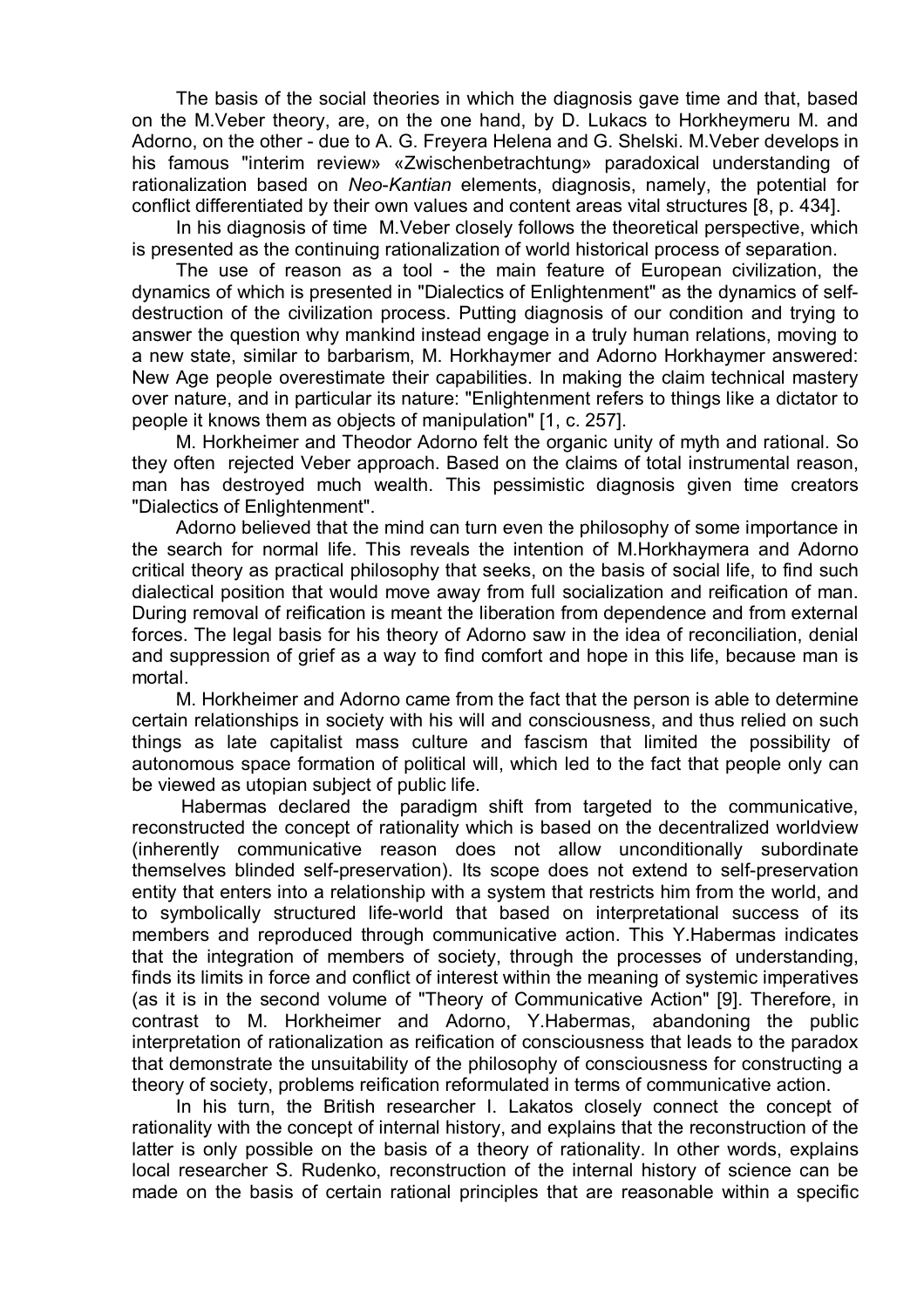The basis of the social theories in which the diagnosis gave time and that, based on the M.Veber theory, are, on the one hand, by D. Lukacs to Horkheymeru M. and Adorno, on the other - due to A. G. Freyera Helena and G. Shelski. M.Veber develops in his famous "interim review» «Zwischenbetrachtung» paradoxical understanding of rationalization based on *Neo-Kantian* elements, diagnosis, namely, the potential for conflict differentiated by their own values and content areas vital structures [8, p. 434].

In his diagnosis of time M.Veber closely follows the theoretical perspective, which is presented as the continuing rationalization of world historical process of separation.

The use of reason as a tool - the main feature of European civilization, the dynamics of which is presented in "Dialectics of Enlightenment" as the dynamics of self-destruction of the civilization process. Putting diagnosis of our condition and trying to answer the question why mankind instead engage in a truly human relations, moving to a new state, similar to barbarism, M. Horkhaymer and Adorno Horkhaymer answered: New Age people overestimate their capabilities. In making the claim technical mastery over nature, and in particular its nature: "Enlightenment refers to things like a dictator to people it knows them as objects of manipulation" [1, c. 257].

M. Horkheimer and Theodor Adorno felt the organic unity of myth and rational. So they often rejected Veber approach. Based on the claims of total instrumental reason, man has destroyed much wealth. This pessimistic diagnosis given time creators "Dialectics of Enlightenment".

Adorno believed that the mind can turn even the philosophy of some importance in the search for normal life. This reveals the intention of M.Horkhaymera and Adorno critical theory as practical philosophy that seeks, on the basis of social life, to find such dialectical position that would move away from full socialization and reification of man. During removal of reification is meant the liberation from dependence and from external forces. The legal basis for his theory of Adorno saw in the idea of reconciliation, denial and suppression of grief as a way to find comfort and hope in this life, because man is mortal.

M. Horkheimer and Adorno came from the fact that the person is able to determine certain relationships in society with his will and consciousness, and thus relied on such things as late capitalist mass culture and fascism that limited the possibility of autonomous space formation of political will, which led to the fact that people only can be viewed as utopian subject of public life.

Habermas declared the paradigm shift from targeted to the communicative, reconstructed the concept of rationality which is based on the decentralized worldview (inherently communicative reason does not allow unconditionally subordinate themselves blinded self-preservation). Its scope does not extend to self-preservation entity that enters into a relationship with a system that restricts him from the world, and to symbolically structured life-world that based on interpretational success of its members and reproduced through communicative action. This Y.Habermas indicates that the integration of members of society, through the processes of understanding, finds its limits in force and conflict of interest within the meaning of systemic imperatives (as it is in the second volume of "Theory of Communicative Action" [9]. Therefore, in contrast to M. Horkheimer and Adorno, Y.Habermas, abandoning the public interpretation of rationalization as reification of consciousness that leads to the paradox that demonstrate the unsuitability of the philosophy of consciousness for constructing a theory of society, problems reification reformulated in terms of communicative action.

In his turn, the British researcher I. Lakatos closely connect the concept of rationality with the concept of internal history, and explains that the reconstruction of the latter is only possible on the basis of a theory of rationality. In other words, explains local researcher S. Rudenko, reconstruction of the internal history of science can be made on the basis of certain rational principles that are reasonable within a specific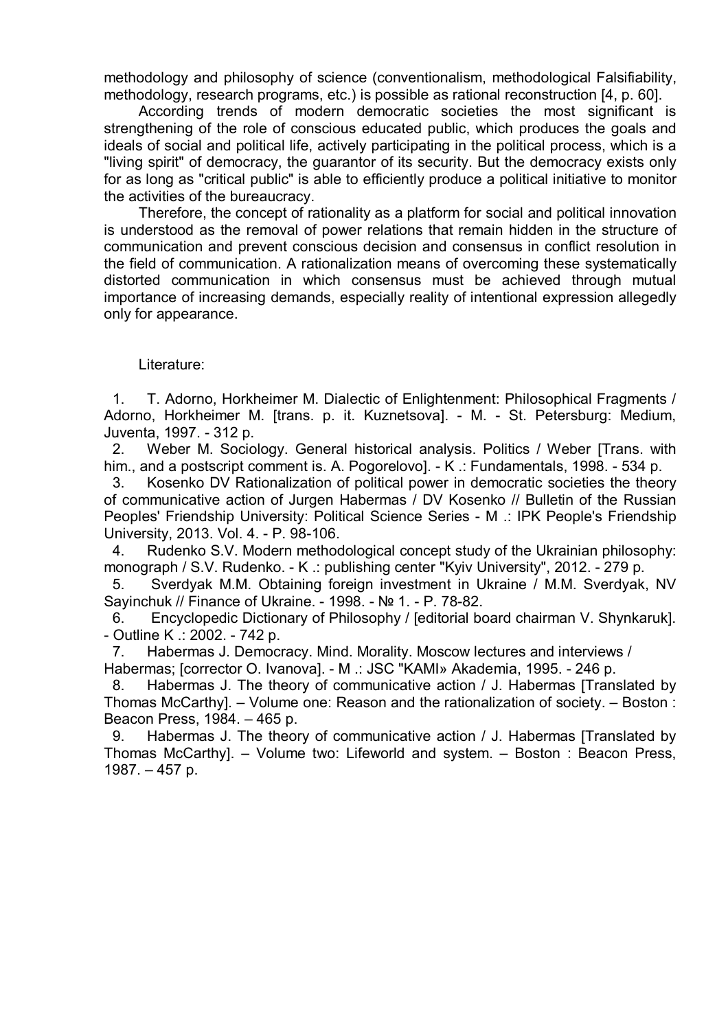methodology and philosophy of science (conventionalism, methodological Falsifiability, methodology, research programs, etc.) is possible as rational reconstruction [4, p. 60].

According trends of modern democratic societies the most significant is strengthening of the role of conscious educated public, which produces the goals and ideals of social and political life, actively participating in the political process, which is a "living spirit" of democracy, the guarantor of its security. But the democracy exists only for as long as "critical public" is able to efficiently produce a political initiative to monitor the activities of the bureaucracy.

Therefore, the concept of rationality as a platform for social and political innovation is understood as the removal of power relations that remain hidden in the structure of communication and prevent conscious decision and consensus in conflict resolution in the field of communication. A rationalization means of overcoming these systematically distorted communication in which consensus must be achieved through mutual importance of increasing demands, especially reality of intentional expression allegedly only for appearance.

Literature:

1. T. Adorno, Horkheimer M. Dialectic of Enlightenment: Philosophical Fragments / Adorno, Horkheimer M. [trans. p. it. Kuznetsova]. - M. - St. Petersburg: Medium, Juventa, 1997. - 312 p.
2. Weber M. Sociology. General historical analysis. Politics / Weber [Trans. with him., and a postscript comment is. A. Pogorelovo]. - K .: Fundamentals, 1998. - 534 p.
3. Kosenko DV Rationalization of political power in democratic societies the theory of communicative action of Jurgen Habermas / DV Kosenko // Bulletin of the Russian Peoples' Friendship University: Political Science Series - M .: IPK People's Friendship University, 2013. Vol. 4. - P. 98-106.
4. Rudenko S.V. Modern methodological concept study of the Ukrainian philosophy: monograph / S.V. Rudenko. - K .: publishing center "Kyiv University", 2012. - 279 p.
5. Sverdyak M.M. Obtaining foreign investment in Ukraine / M.M. Sverdyak, NV Sayinchuk // Finance of Ukraine. - 1998. - № 1. - P. 78-82.
6. Encyclopedic Dictionary of Philosophy / [editorial board chairman V. Shynkaruk]. - Outline K .: 2002. - 742 p.
7. Habermas J. Democracy. Mind. Morality. Moscow lectures and interviews / Habermas; [corrector O. Ivanova]. - M .: JSC "KAMI» Akademia, 1995. - 246 p.
8. Habermas J. The theory of communicative action / J. Habermas [Translated by Thomas McCarthy]. – Volume one: Reason and the rationalization of society. – Boston : Beacon Press, 1984. – 465 p.
9. Habermas J. The theory of communicative action / J. Habermas [Translated by Thomas McCarthy]. – Volume two: Lifeworld and system. – Boston : Beacon Press, 1987. – 457 p.